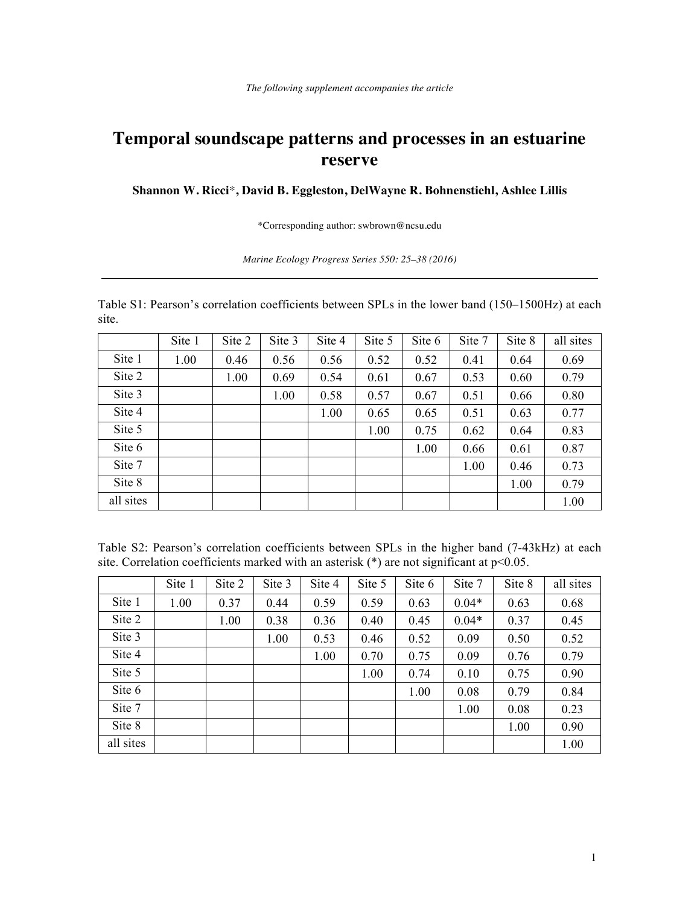*The following supplement accompanies the article*

# Temporal soundscape patterns and processes in an estuarine reserve

**Shannon W. Ricci\*, David B. Eggleston, DelWayne R. Bohnenstiehl, Ashlee Lillis**

\*Corresponding author: swbrown@ncsu.edu

*Marine Ecology Progress Series 550: 25–38 (2016)*

---

Table S1: Pearson's correlation coefficients between SPLs in the lower band (150–1500Hz) at each site.

| | Site 1 | Site 2 | Site 3 | Site 4 | Site 5 | Site 6 | Site 7 | Site 8 | all sites |
|---|---|---|---|---|---|---|---|---|---|
| Site 1 | 1.00 | 0.46 | 0.56 | 0.56 | 0.52 | 0.52 | 0.41 | 0.64 | 0.69 |
| Site 2 | | 1.00 | 0.69 | 0.54 | 0.61 | 0.67 | 0.53 | 0.60 | 0.79 |
| Site 3 | | | 1.00 | 0.58 | 0.57 | 0.67 | 0.51 | 0.66 | 0.80 |
| Site 4 | | | | 1.00 | 0.65 | 0.65 | 0.51 | 0.63 | 0.77 |
| Site 5 | | | | | 1.00 | 0.75 | 0.62 | 0.64 | 0.83 |
| Site 6 | | | | | | 1.00 | 0.66 | 0.61 | 0.87 |
| Site 7 | | | | | | | 1.00 | 0.46 | 0.73 |
| Site 8 | | | | | | | | 1.00 | 0.79 |
| all sites | | | | | | | | | 1.00 |

Table S2: Pearson's correlation coefficients between SPLs in the higher band (7-43kHz) at each site. Correlation coefficients marked with an asterisk (*) are not significant at $p<0.05$.

| | Site 1 | Site 2 | Site 3 | Site 4 | Site 5 | Site 6 | Site 7 | Site 8 | all sites |
|---|---|---|---|---|---|---|---|---|---|
| Site 1 | 1.00 | 0.37 | 0.44 | 0.59 | 0.59 | 0.63 | 0.04* | 0.63 | 0.68 |
| Site 2 | | 1.00 | 0.38 | 0.36 | 0.40 | 0.45 | 0.04* | 0.37 | 0.45 |
| Site 3 | | | 1.00 | 0.53 | 0.46 | 0.52 | 0.09 | 0.50 | 0.52 |
| Site 4 | | | | 1.00 | 0.70 | 0.75 | 0.09 | 0.76 | 0.79 |
| Site 5 | | | | | 1.00 | 0.74 | 0.10 | 0.75 | 0.90 |
| Site 6 | | | | | | 1.00 | 0.08 | 0.79 | 0.84 |
| Site 7 | | | | | | | 1.00 | 0.08 | 0.23 |
| Site 8 | | | | | | | | 1.00 | 0.90 |
| all sites | | | | | | | | | 1.00 |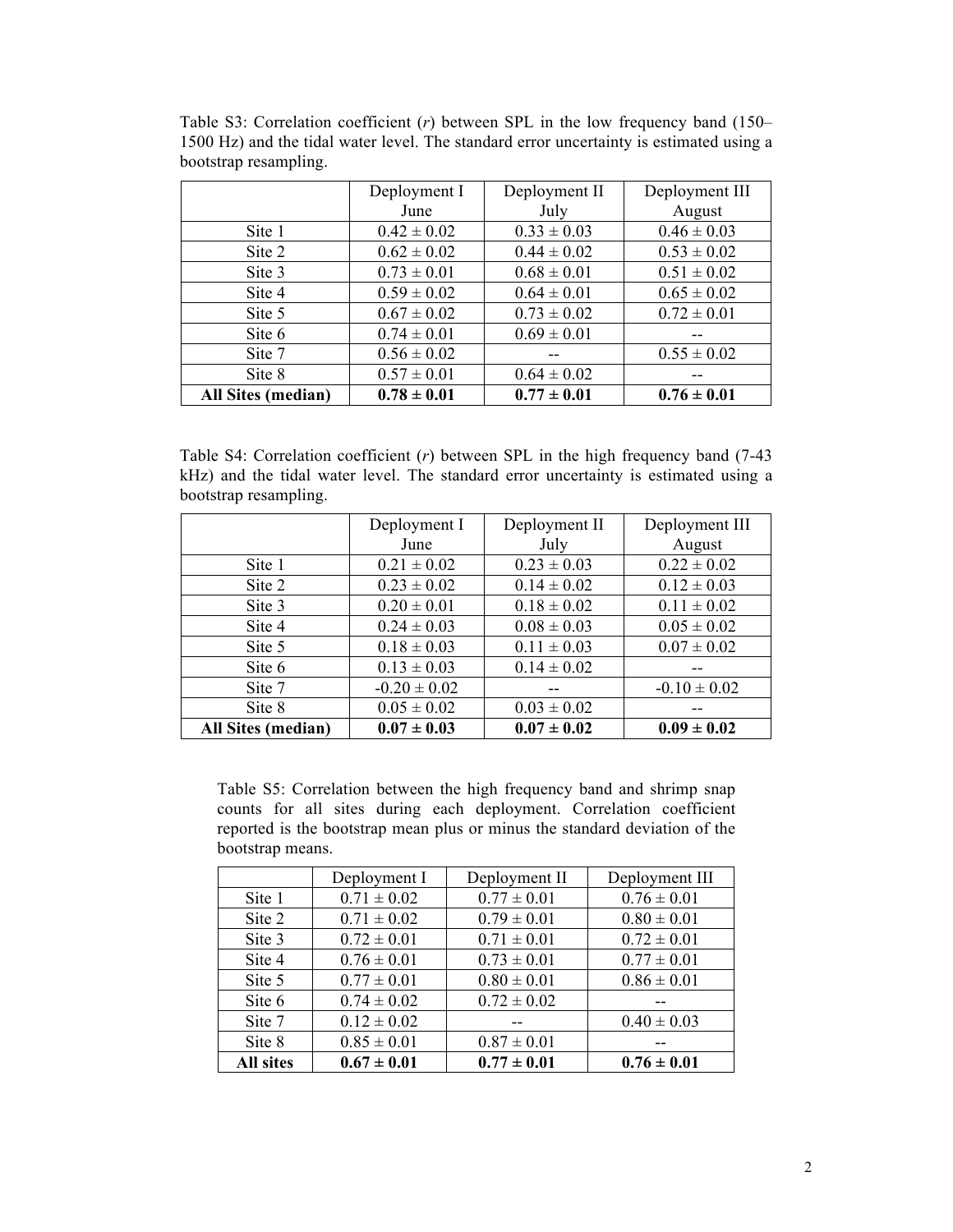Table S3: Correlation coefficient ($r$) between SPL in the low frequency band (150–1500 Hz) and the tidal water level. The standard error uncertainty is estimated using a bootstrap resampling.

| | Deployment I June | Deployment II July | Deployment III August |
|---|---|---|---|
| Site 1 | 0.42 ± 0.02 | 0.33 ± 0.03 | 0.46 ± 0.03 |
| Site 2 | 0.62 ± 0.02 | 0.44 ± 0.02 | 0.53 ± 0.02 |
| Site 3 | 0.73 ± 0.01 | 0.68 ± 0.01 | 0.51 ± 0.02 |
| Site 4 | 0.59 ± 0.02 | 0.64 ± 0.01 | 0.65 ± 0.02 |
| Site 5 | 0.67 ± 0.02 | 0.73 ± 0.02 | 0.72 ± 0.01 |
| Site 6 | 0.74 ± 0.01 | 0.69 ± 0.01 | -- |
| Site 7 | 0.56 ± 0.02 | -- | 0.55 ± 0.02 |
| Site 8 | 0.57 ± 0.01 | 0.64 ± 0.02 | -- |
| **All Sites (median)** | **0.78 ± 0.01** | **0.77 ± 0.01** | **0.76 ± 0.01** |

Table S4: Correlation coefficient ($r$) between SPL in the high frequency band (7-43 kHz) and the tidal water level. The standard error uncertainty is estimated using a bootstrap resampling.

| | Deployment I June | Deployment II July | Deployment III August |
|---|---|---|---|
| Site 1 | 0.21 ± 0.02 | 0.23 ± 0.03 | 0.22 ± 0.02 |
| Site 2 | 0.23 ± 0.02 | 0.14 ± 0.02 | 0.12 ± 0.03 |
| Site 3 | 0.20 ± 0.01 | 0.18 ± 0.02 | 0.11 ± 0.02 |
| Site 4 | 0.24 ± 0.03 | 0.08 ± 0.03 | 0.05 ± 0.02 |
| Site 5 | 0.18 ± 0.03 | 0.11 ± 0.03 | 0.07 ± 0.02 |
| Site 6 | 0.13 ± 0.03 | 0.14 ± 0.02 | -- |
| Site 7 | -0.20 ± 0.02 | -- | -0.10 ± 0.02 |
| Site 8 | 0.05 ± 0.02 | 0.03 ± 0.02 | -- |
| **All Sites (median)** | **0.07 ± 0.03** | **0.07 ± 0.02** | **0.09 ± 0.02** |

Table S5: Correlation between the high frequency band and shrimp snap counts for all sites during each deployment. Correlation coefficient reported is the bootstrap mean plus or minus the standard deviation of the bootstrap means.

| | Deployment I | Deployment II | Deployment III |
|---|---|---|---|
| Site 1 | 0.71 ± 0.02 | 0.77 ± 0.01 | 0.76 ± 0.01 |
| Site 2 | 0.71 ± 0.02 | 0.79 ± 0.01 | 0.80 ± 0.01 |
| Site 3 | 0.72 ± 0.01 | 0.71 ± 0.01 | 0.72 ± 0.01 |
| Site 4 | 0.76 ± 0.01 | 0.73 ± 0.01 | 0.77 ± 0.01 |
| Site 5 | 0.77 ± 0.01 | 0.80 ± 0.01 | 0.86 ± 0.01 |
| Site 6 | 0.74 ± 0.02 | 0.72 ± 0.02 | -- |
| Site 7 | 0.12 ± 0.02 | -- | 0.40 ± 0.03 |
| Site 8 | 0.85 ± 0.01 | 0.87 ± 0.01 | -- |
| **All sites** | **0.67 ± 0.01** | **0.77 ± 0.01** | **0.76 ± 0.01** |